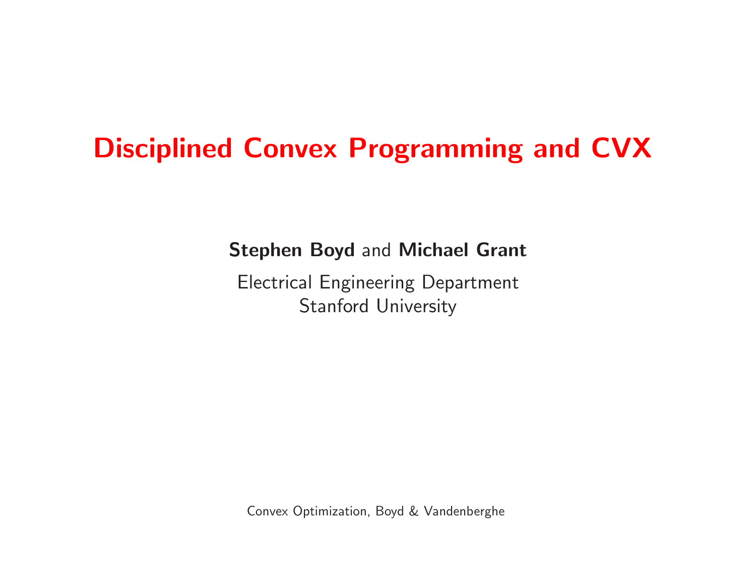# Disciplined Convex Programming and CVX

**Stephen Boyd** and **Michael Grant**

Electrical Engineering Department
Stanford University

Convex Optimization, Boyd & Vandenberghe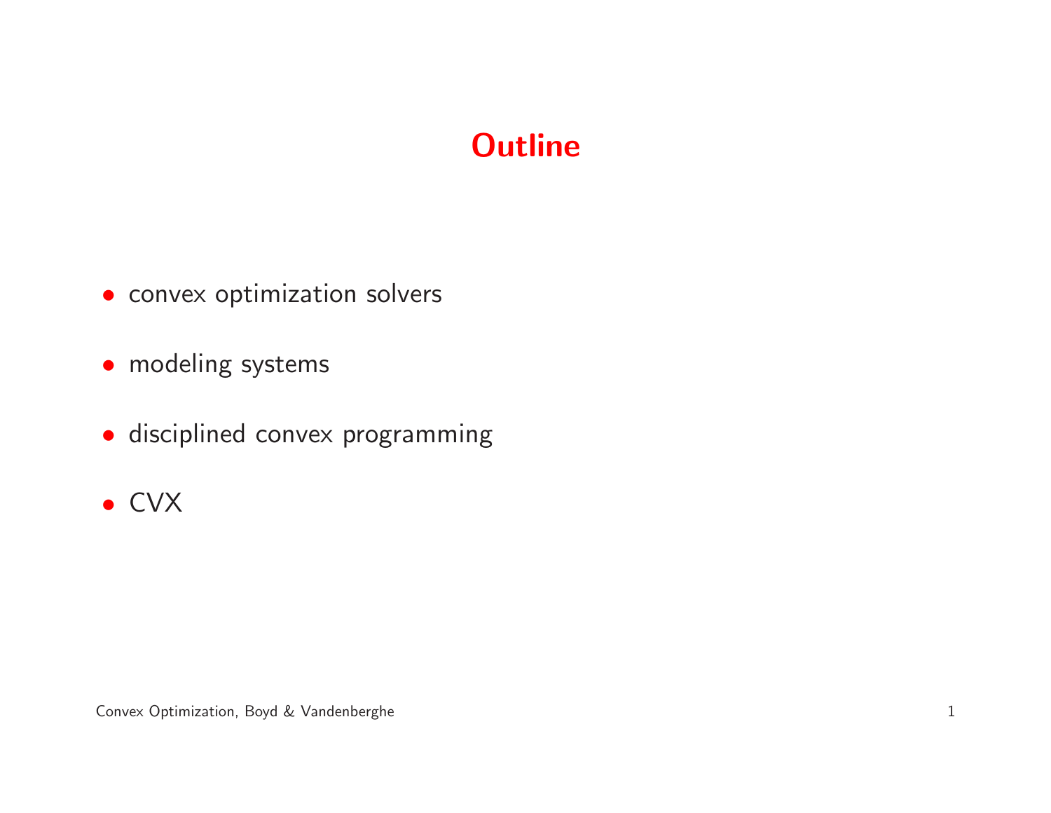# Outline

- convex optimization solvers
- modeling systems
- disciplined convex programming
- CVX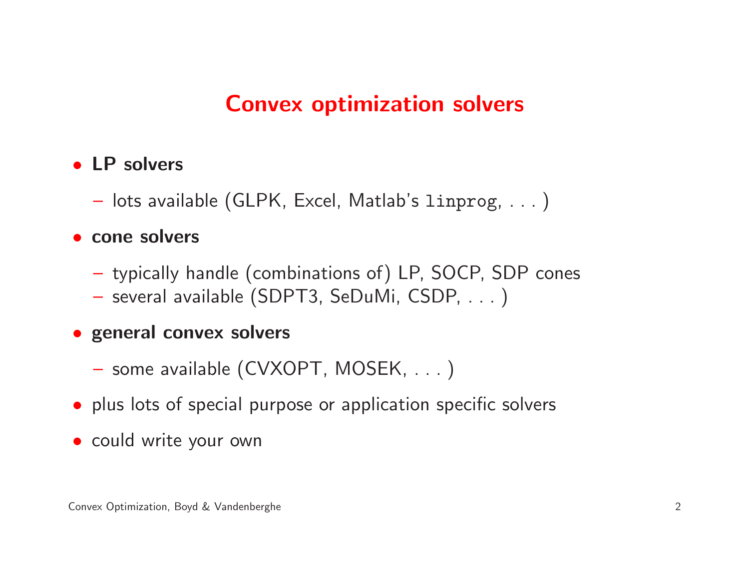# Convex optimization solvers

- **LP solvers**
  - lots available (GLPK, Excel, Matlab's `linprog`, . . . )
- **cone solvers**
  - typically handle (combinations of) LP, SOCP, SDP cones
  - several available (SDPT3, SeDuMi, CSDP, . . . )
- **general convex solvers**
  - some available (CVXOPT, MOSEK, . . . )
- plus lots of special purpose or application specific solvers
- could write your own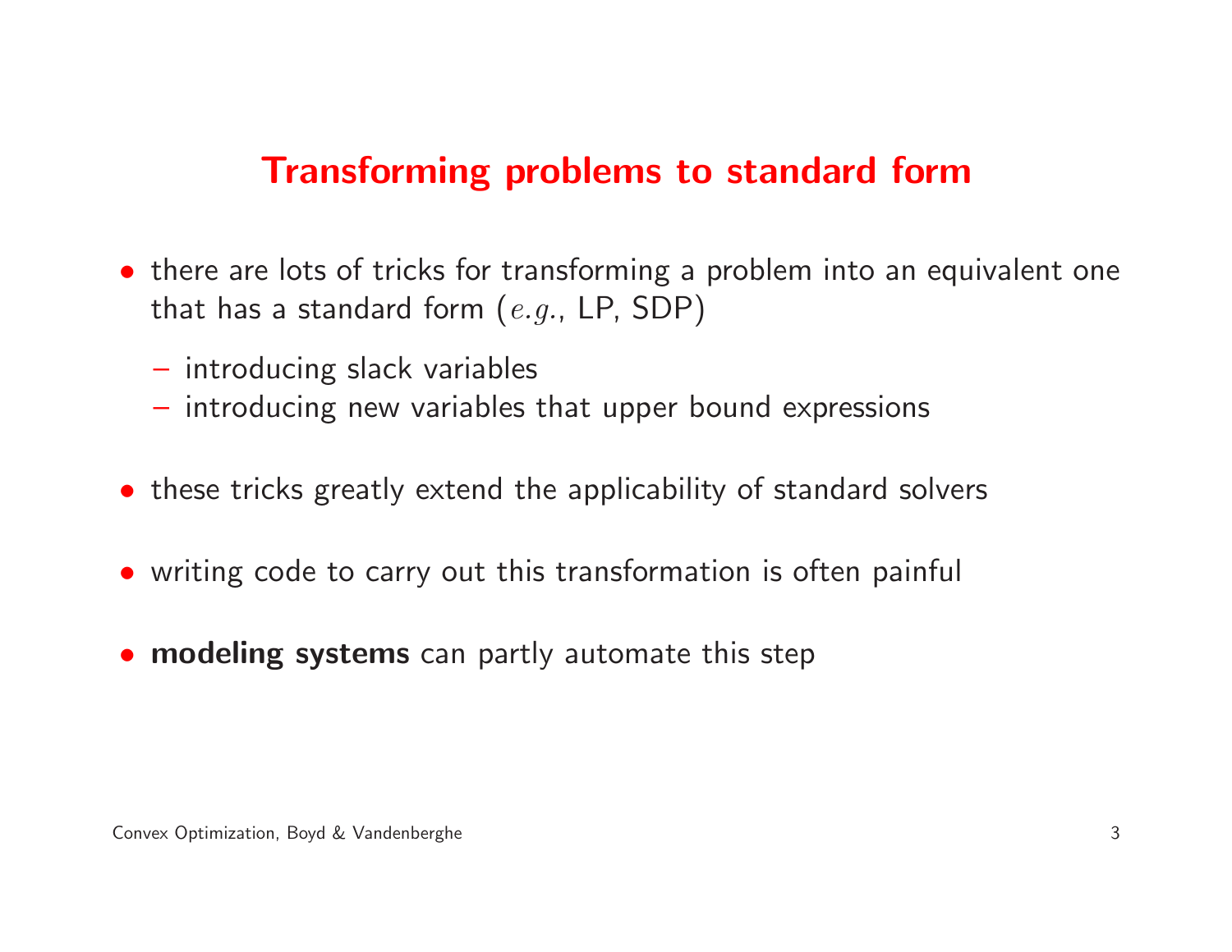# Transforming problems to standard form

- there are lots of tricks for transforming a problem into an equivalent one that has a standard form (*e.g.*, LP, SDP)
  - introducing slack variables
  - introducing new variables that upper bound expressions
- these tricks greatly extend the applicability of standard solvers
- writing code to carry out this transformation is often painful
- **modeling systems** can partly automate this step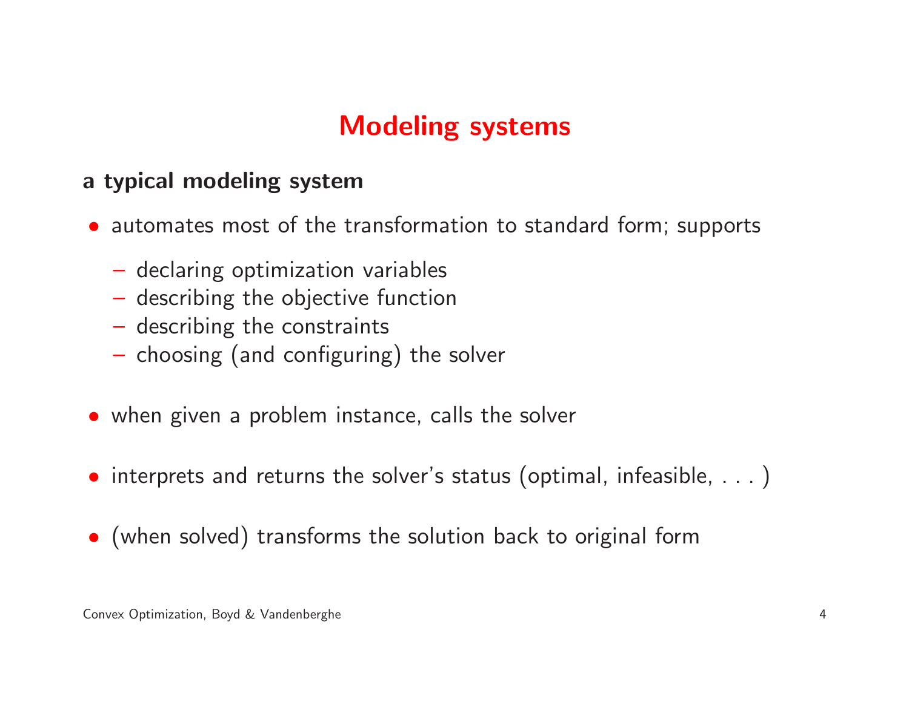# Modeling systems

**a typical modeling system**

- automates most of the transformation to standard form; supports
  - declaring optimization variables
  - describing the objective function
  - describing the constraints
  - choosing (and configuring) the solver
- when given a problem instance, calls the solver
- interprets and returns the solver's status (optimal, infeasible, . . . )
- (when solved) transforms the solution back to original form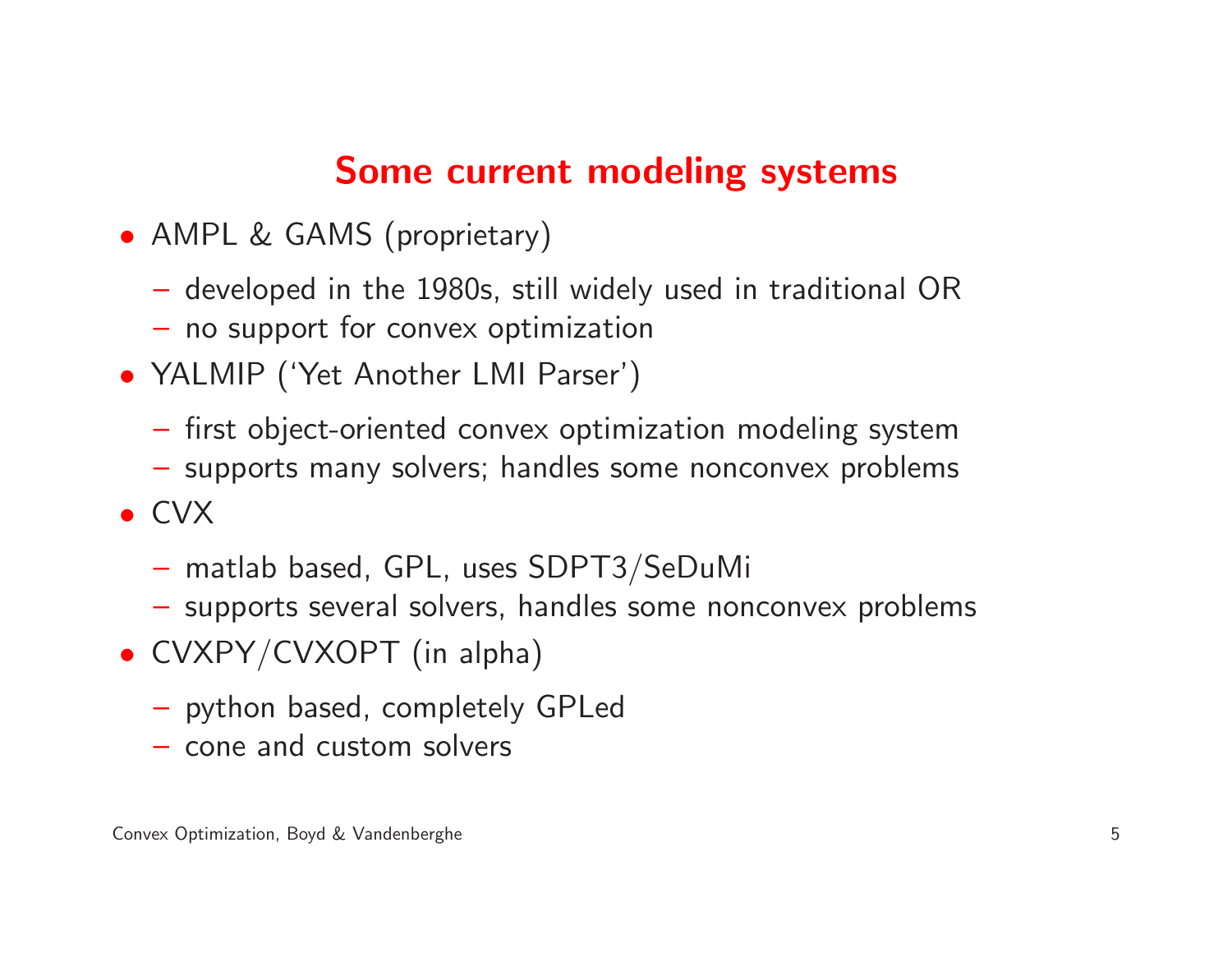## Some current modeling systems

- AMPL & GAMS (proprietary)
  - developed in the 1980s, still widely used in traditional OR
  - no support for convex optimization
- YALMIP ('Yet Another LMI Parser')
  - first object-oriented convex optimization modeling system
  - supports many solvers; handles some nonconvex problems
- CVX
  - matlab based, GPL, uses SDPT3/SeDuMi
  - supports several solvers, handles some nonconvex problems
- CVXPY/CVXOPT (in alpha)
  - python based, completely GPLed
  - cone and custom solvers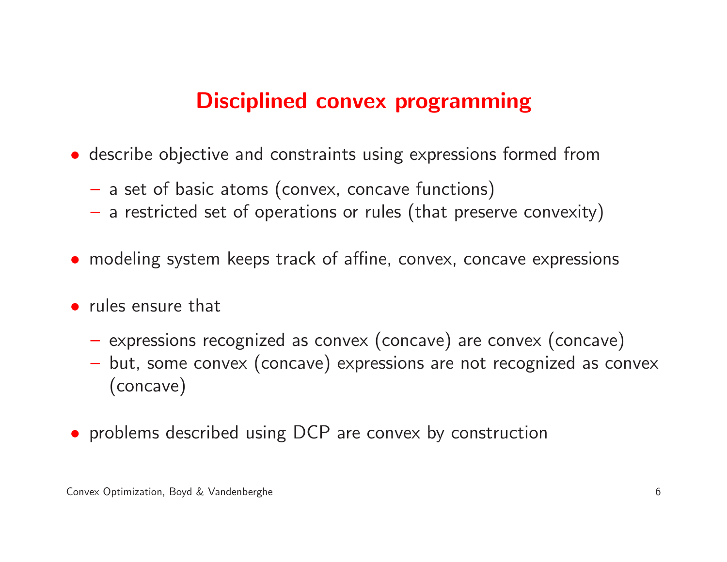# Disciplined convex programming

- describe objective and constraints using expressions formed from
  - a set of basic atoms (convex, concave functions)
  - a restricted set of operations or rules (that preserve convexity)
- modeling system keeps track of affine, convex, concave expressions
- rules ensure that
  - expressions recognized as convex (concave) are convex (concave)
  - but, some convex (concave) expressions are not recognized as convex (concave)
- problems described using DCP are convex by construction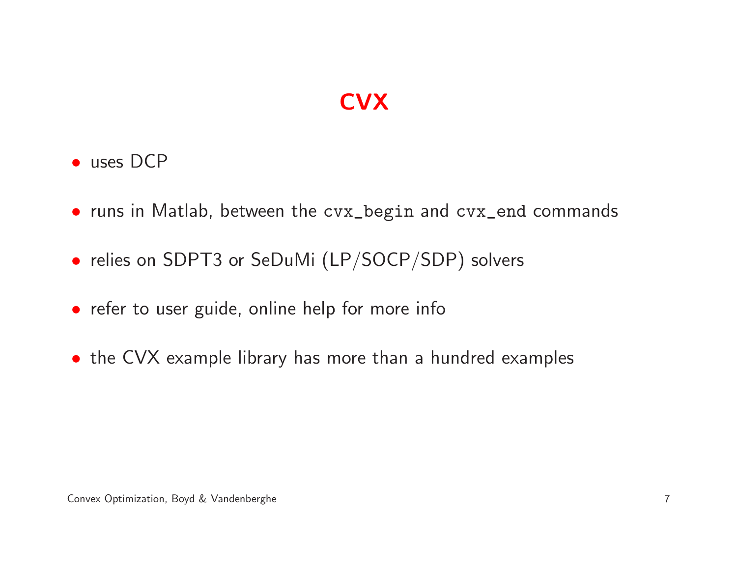# CVX

- uses DCP
- runs in Matlab, between the `cvx_begin` and `cvx_end` commands
- relies on SDPT3 or SeDuMi (LP/SOCP/SDP) solvers
- refer to user guide, online help for more info
- the CVX example library has more than a hundred examples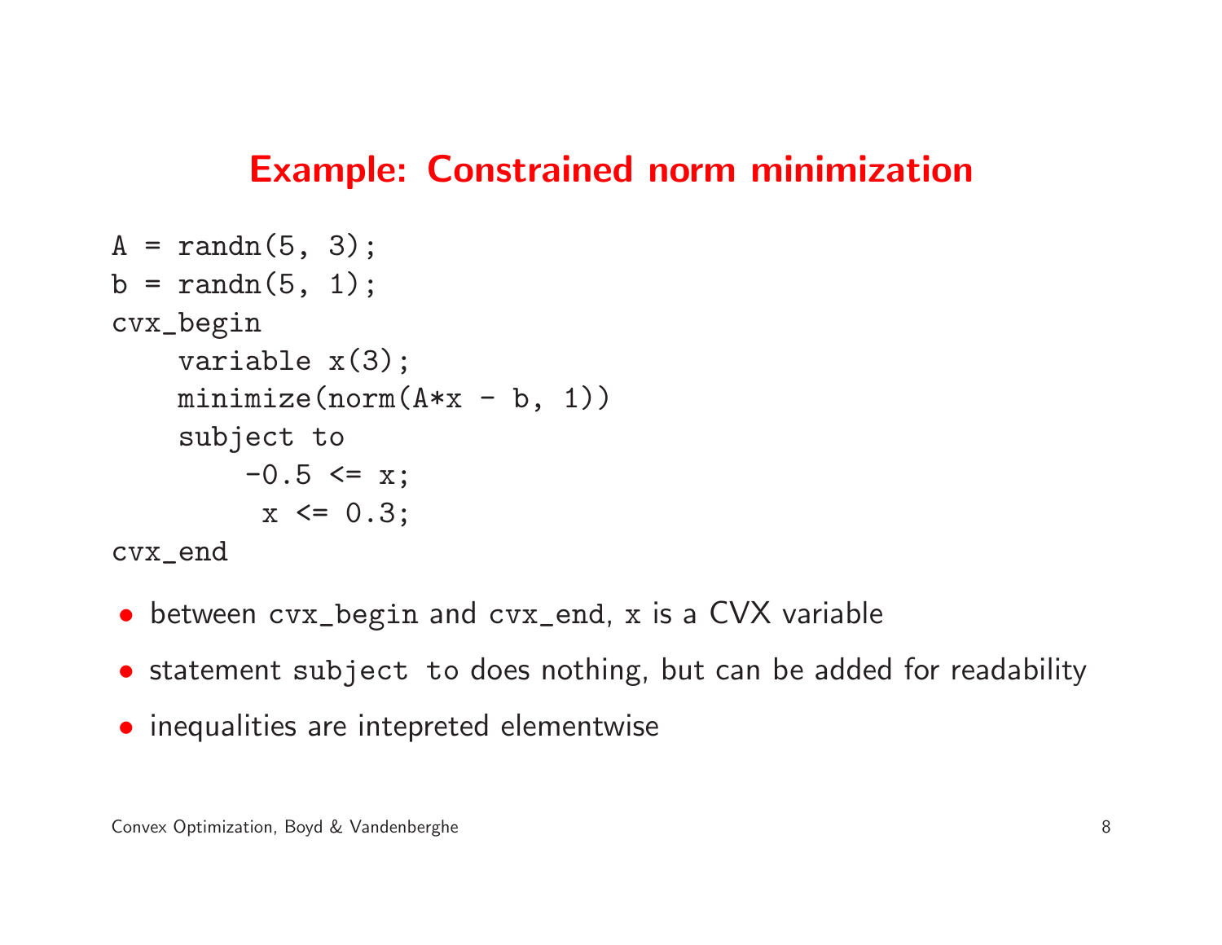## Example: Constrained norm minimization

```
A = randn(5, 3);
b = randn(5, 1);
cvx_begin
    variable x(3);
    minimize(norm(A*x - b, 1))
    subject to
        -0.5 <= x;
         x <= 0.3;
cvx_end
```

- between `cvx_begin` and `cvx_end`, `x` is a CVX variable
- statement `subject to` does nothing, but can be added for readability
- inequalities are intepreted elementwise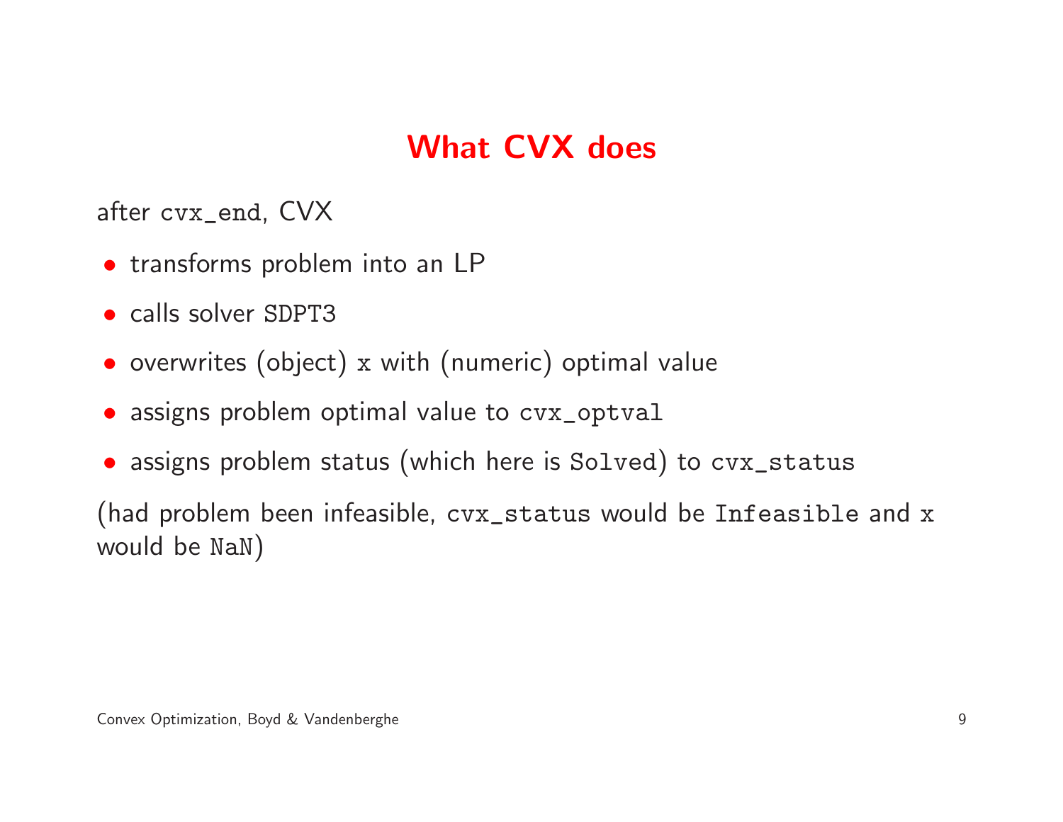# What CVX does

after `cvx_end`, CVX

- transforms problem into an LP
- calls solver `SDPT3`
- overwrites (object) `x` with (numeric) optimal value
- assigns problem optimal value to `cvx_optval`
- assigns problem status (which here is `Solved`) to `cvx_status`

(had problem been infeasible, `cvx_status` would be `Infeasible` and `x` would be `NaN`)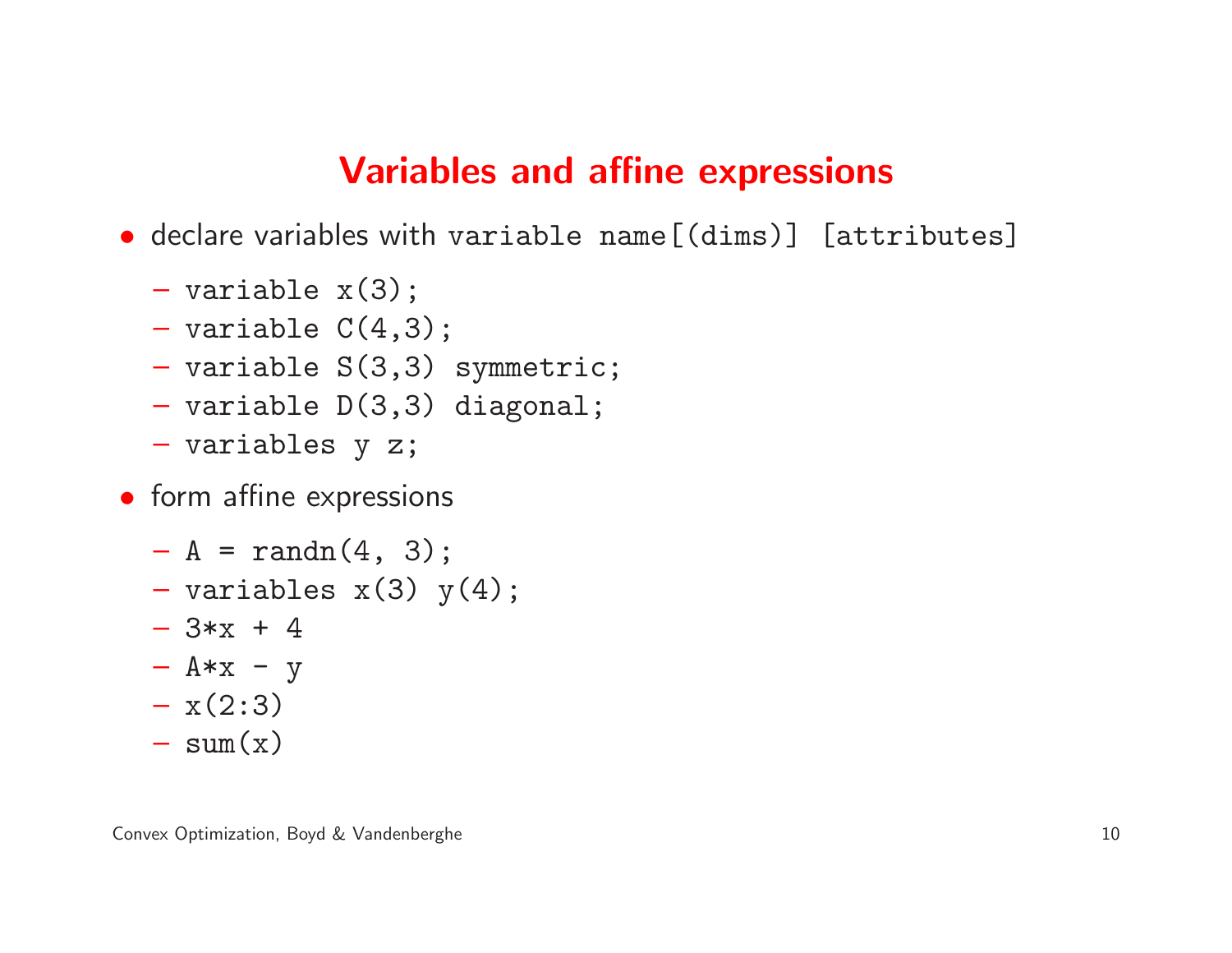# Variables and affine expressions

- declare variables with `variable name[(dims)] [attributes]`
  - `variable x(3);`
  - `variable C(4,3);`
  - `variable S(3,3) symmetric;`
  - `variable D(3,3) diagonal;`
  - `variables y z;`
- form affine expressions
  - `A = randn(4, 3);`
  - `variables x(3) y(4);`
  - `3*x + 4`
  - `A*x - y`
  - `x(2:3)`
  - `sum(x)`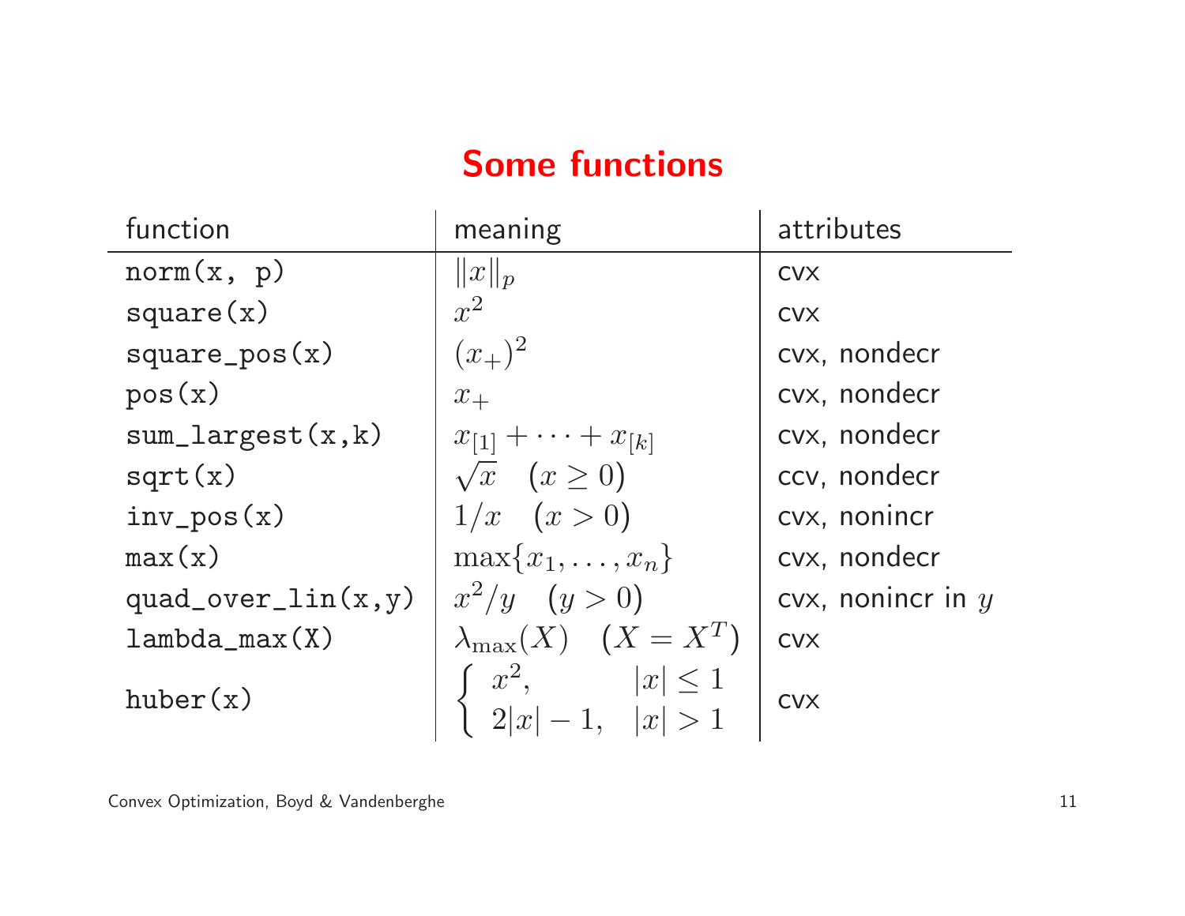# Some functions

| function | meaning | attributes |
|---|---|---|
| `norm(x, p)` | $\|x\|_p$ | cvx |
| `square(x)` | $x^2$ | cvx |
| `square_pos(x)` | $(x_+)^2$ | cvx, nondecr |
| `pos(x)` | $x_+$ | cvx, nondecr |
| `sum_largest(x,k)` | $x_{[1]} + \cdots + x_{[k]}$ | cvx, nondecr |
| `sqrt(x)` | $\sqrt{x} \quad (x \geq 0)$ | ccv, nondecr |
| `inv_pos(x)` | $1/x \quad (x > 0)$ | cvx, nonincr |
| `max(x)` | $\max\{x_1, \ldots, x_n\}$ | cvx, nondecr |
| `quad_over_lin(x,y)` | $x^2/y \quad (y > 0)$ | cvx, nonincr in $y$ |
| `lambda_max(X)` | $\lambda_{\max}(X) \quad (X = X^T)$ | cvx |
| `huber(x)` | $\begin{cases} x^2, & \|x\| \leq 1 \\ 2\|x\| - 1, & \|x\| > 1 \end{cases}$ | cvx |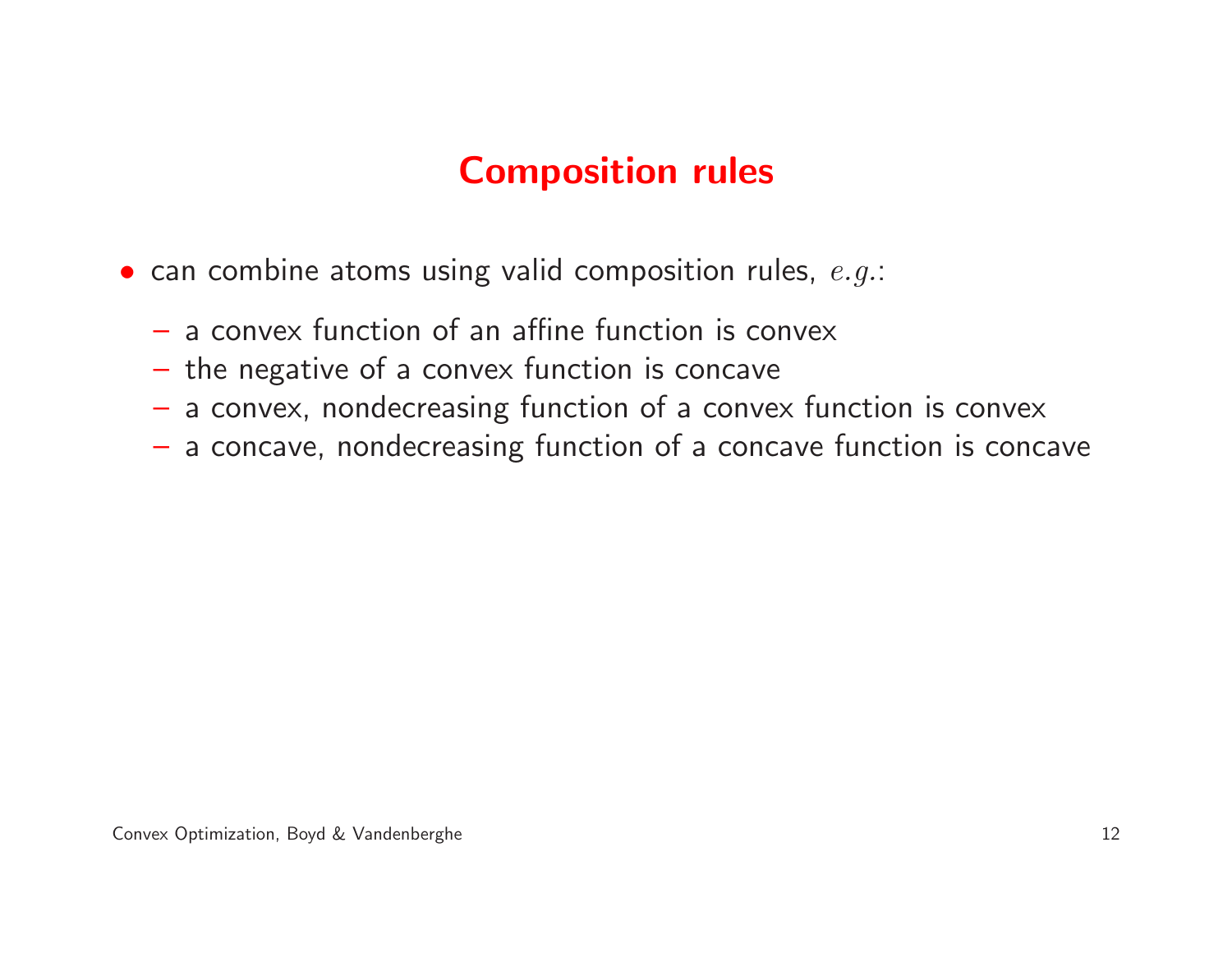# Composition rules

- can combine atoms using valid composition rules, *e.g.*:
  - a convex function of an affine function is convex
  - the negative of a convex function is concave
  - a convex, nondecreasing function of a convex function is convex
  - a concave, nondecreasing function of a concave function is concave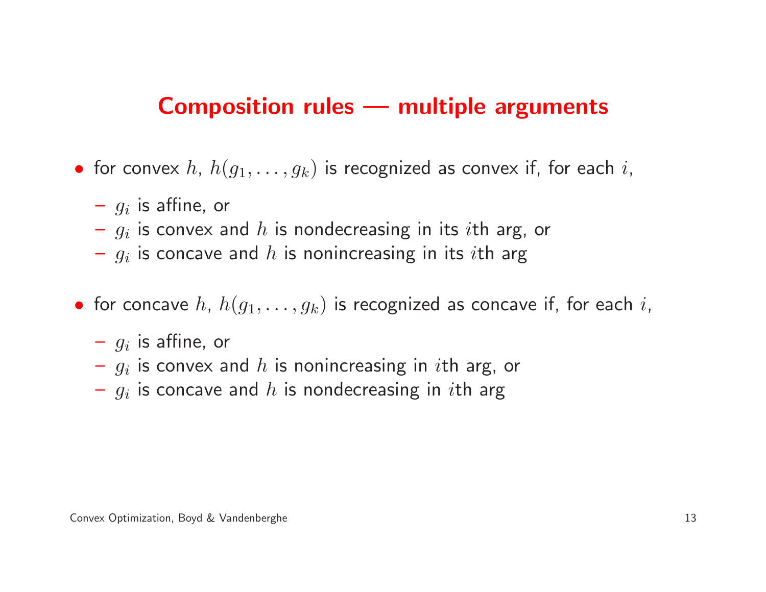# Composition rules — multiple arguments

- for convex $h$, $h(g_1, \ldots, g_k)$ is recognized as convex if, for each $i$,
  - $g_i$ is affine, or
  - $g_i$ is convex and $h$ is nondecreasing in its $i$th arg, or
  - $g_i$ is concave and $h$ is nonincreasing in its $i$th arg
- for concave $h$, $h(g_1, \ldots, g_k)$ is recognized as concave if, for each $i$,
  - $g_i$ is affine, or
  - $g_i$ is convex and $h$ is nonincreasing in $i$th arg, or
  - $g_i$ is concave and $h$ is nondecreasing in $i$th arg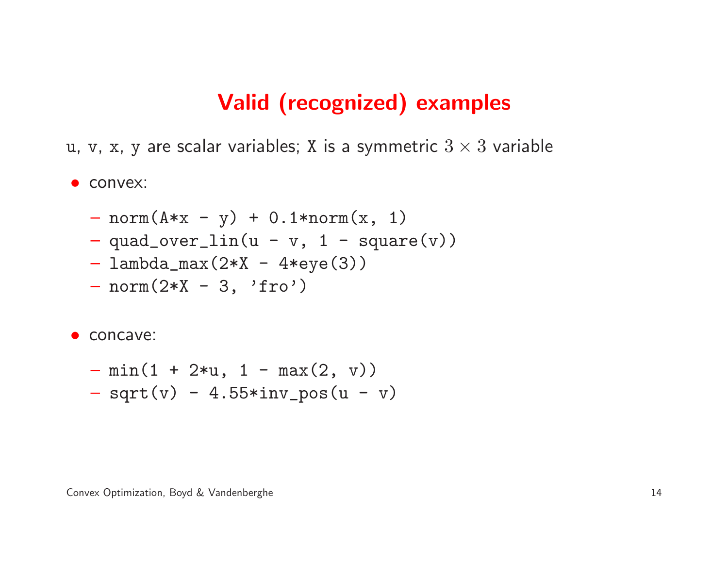# Valid (recognized) examples

`u`, `v`, `x`, `y` are scalar variables; `X` is a symmetric $3 \times 3$ variable

- convex:
  - `norm(A*x - y) + 0.1*norm(x, 1)`
  - `quad_over_lin(u - v, 1 - square(v))`
  - `lambda_max(2*X - 4*eye(3))`
  - `norm(2*X - 3, 'fro')`

- concave:
  - `min(1 + 2*u, 1 - max(2, v))`
  - `sqrt(v) - 4.55*inv_pos(u - v)`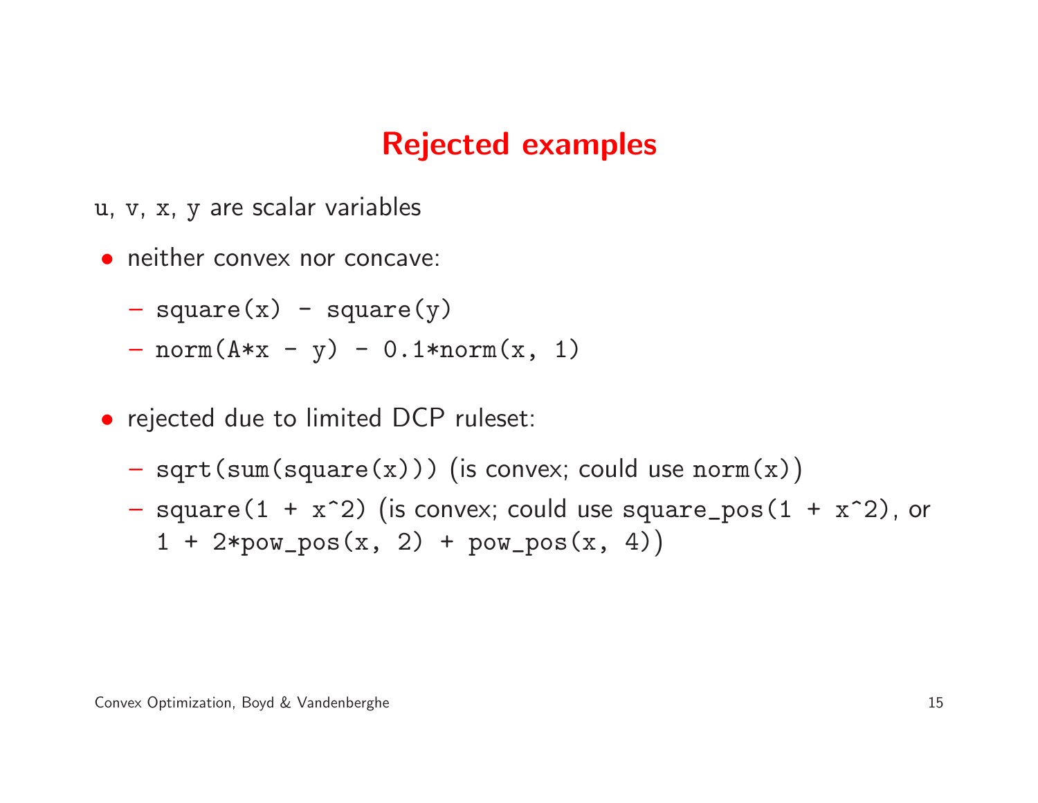# Rejected examples

`u`, `v`, `x`, `y` are scalar variables

- neither convex nor concave:
  - `square(x) - square(y)`
  - `norm(A*x - y) - 0.1*norm(x, 1)`

- rejected due to limited DCP ruleset:
  - `sqrt(sum(square(x)))` (is convex; could use `norm(x)`)
  - `square(1 + x^2)` (is convex; could use `square_pos(1 + x^2)`, or `1 + 2*pow_pos(x, 2) + pow_pos(x, 4)`)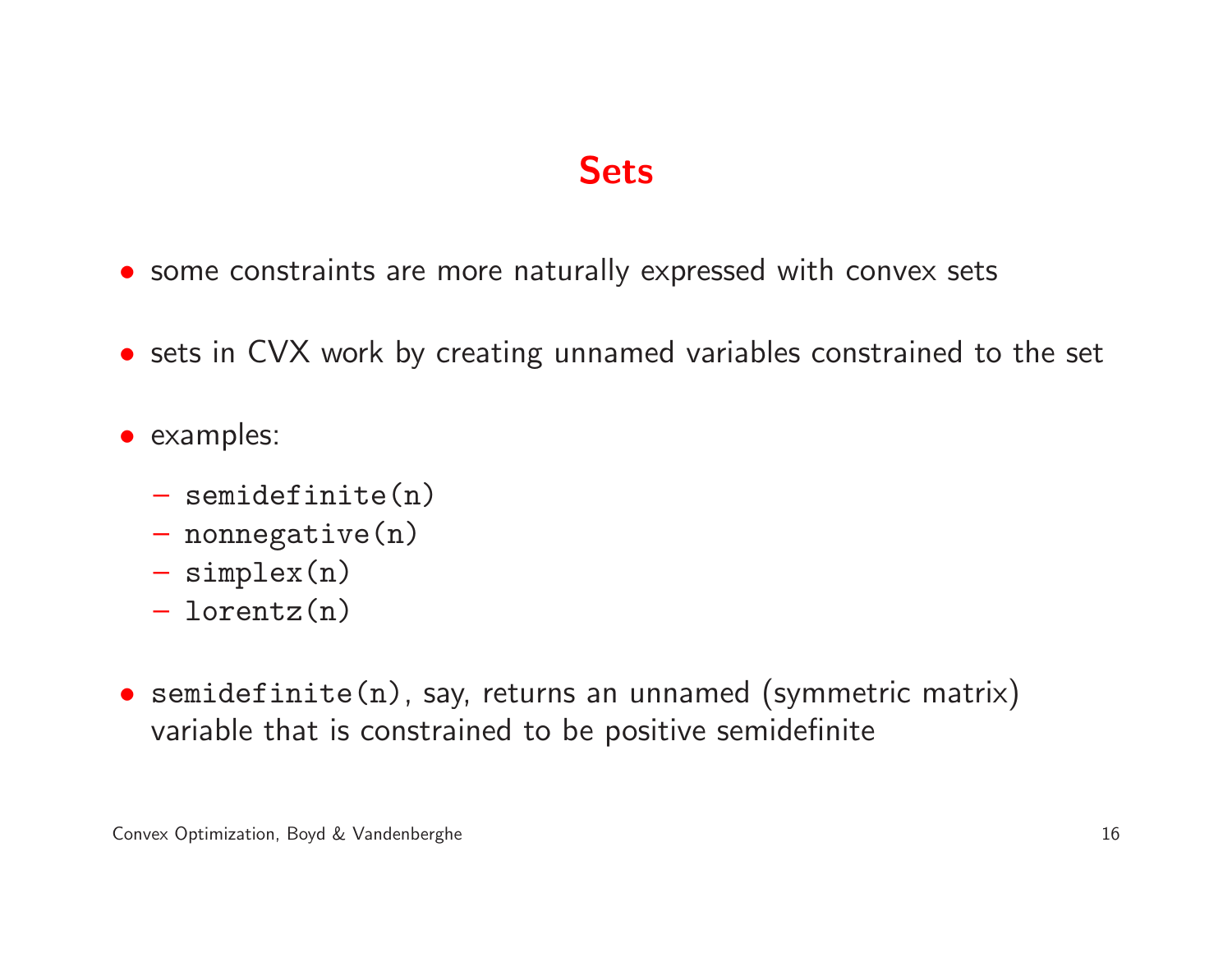# Sets

- some constraints are more naturally expressed with convex sets
- sets in CVX work by creating unnamed variables constrained to the set
- examples:
  - `semidefinite(n)`
  - `nonnegative(n)`
  - `simplex(n)`
  - `lorentz(n)`
- `semidefinite(n)`, say, returns an unnamed (symmetric matrix) variable that is constrained to be positive semidefinite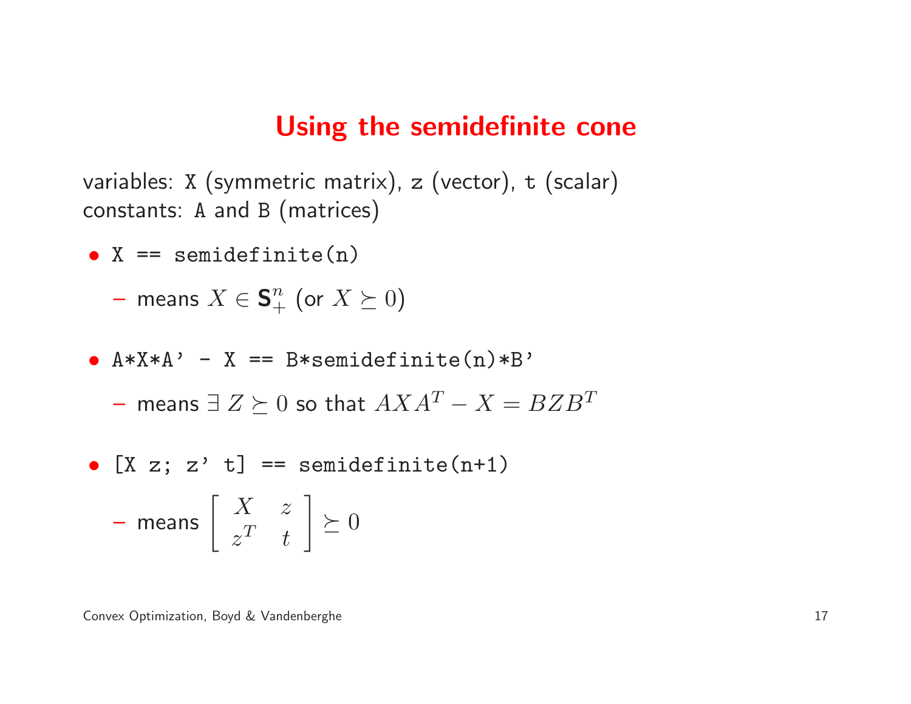# Using the semidefinite cone

variables: `X` (symmetric matrix), `z` (vector), `t` (scalar)
constants: `A` and `B` (matrices)

- `X == semidefinite(n)`
  - means $X \in \mathbf{S}_+^n$ (or $X \succeq 0$)

- `A*X*A' - X == B*semidefinite(n)*B'`
  - means $\exists\, Z \succeq 0$ so that $AXA^T - X = BZB^T$

- `[X z; z' t] == semidefinite(n+1)`
  - means $\left[ \begin{array}{cc} X & z \\ z^T & t \end{array} \right] \succeq 0$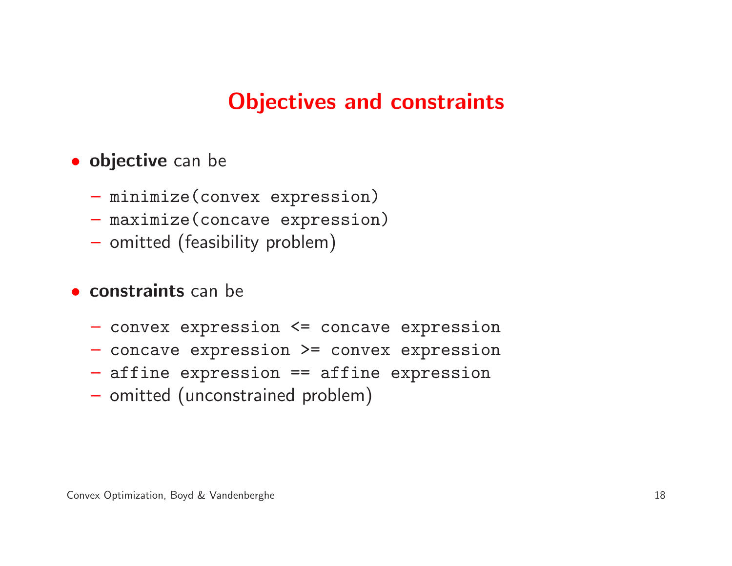# Objectives and constraints

- **objective** can be
  - `minimize(convex expression)`
  - `maximize(concave expression)`
  - omitted (feasibility problem)

- **constraints** can be
  - `convex expression <= concave expression`
  - `concave expression >= convex expression`
  - `affine expression == affine expression`
  - omitted (unconstrained problem)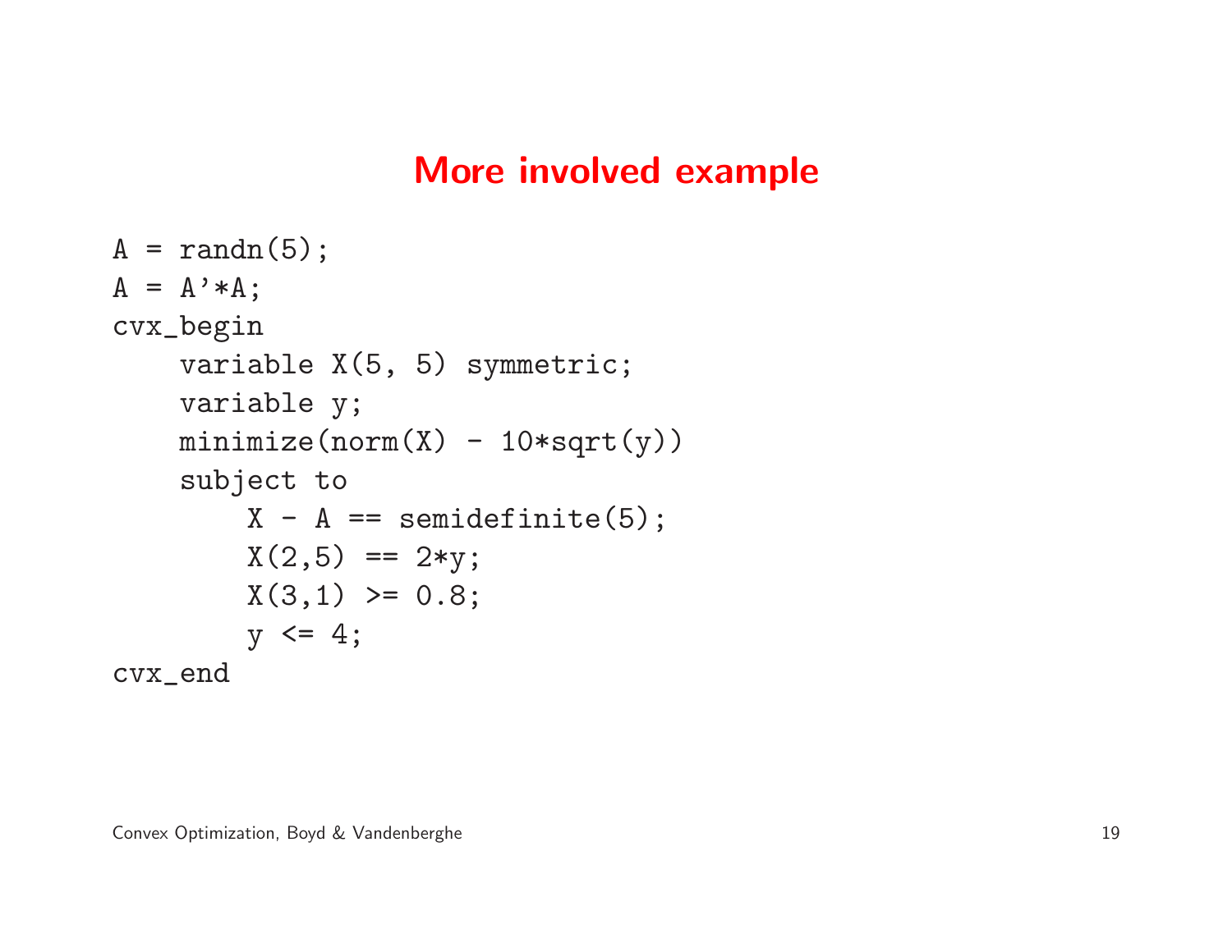# More involved example

```
A = randn(5);
A = A'*A;
cvx_begin
    variable X(5, 5) symmetric;
    variable y;
    minimize(norm(X) - 10*sqrt(y))
    subject to
        X - A == semidefinite(5);
        X(2,5) == 2*y;
        X(3,1) >= 0.8;
        y <= 4;
cvx_end
```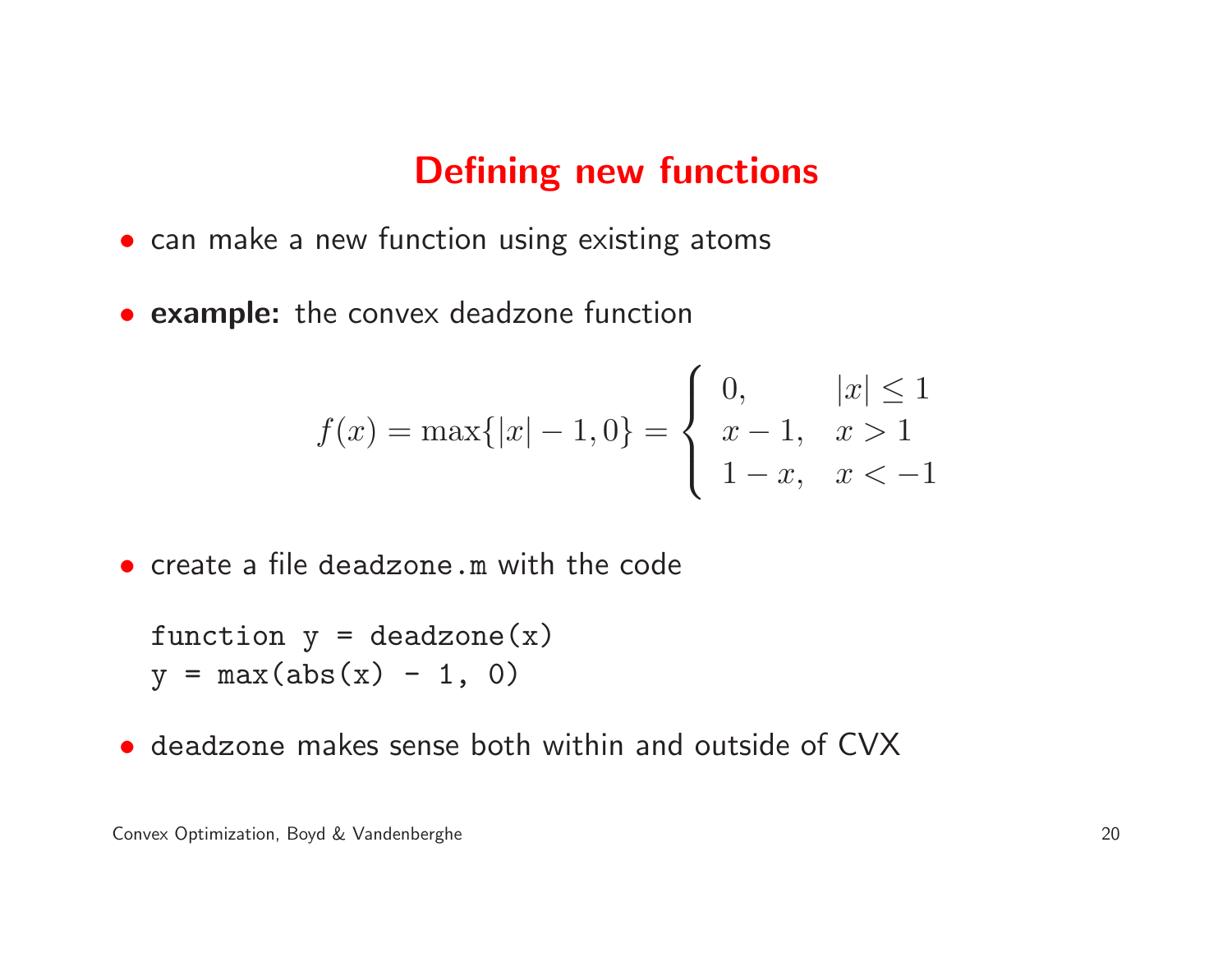# Defining new functions

- can make a new function using existing atoms
- **example:** the convex deadzone function

$$f(x) = \max\{|x| - 1, 0\} = \begin{cases} 0, & |x| \leq 1 \\ x - 1, & x > 1 \\ 1 - x, & x < -1 \end{cases}$$

- create a file `deadzone.m` with the code

```
function y = deadzone(x)
y = max(abs(x) - 1, 0)
```

- `deadzone` makes sense both within and outside of CVX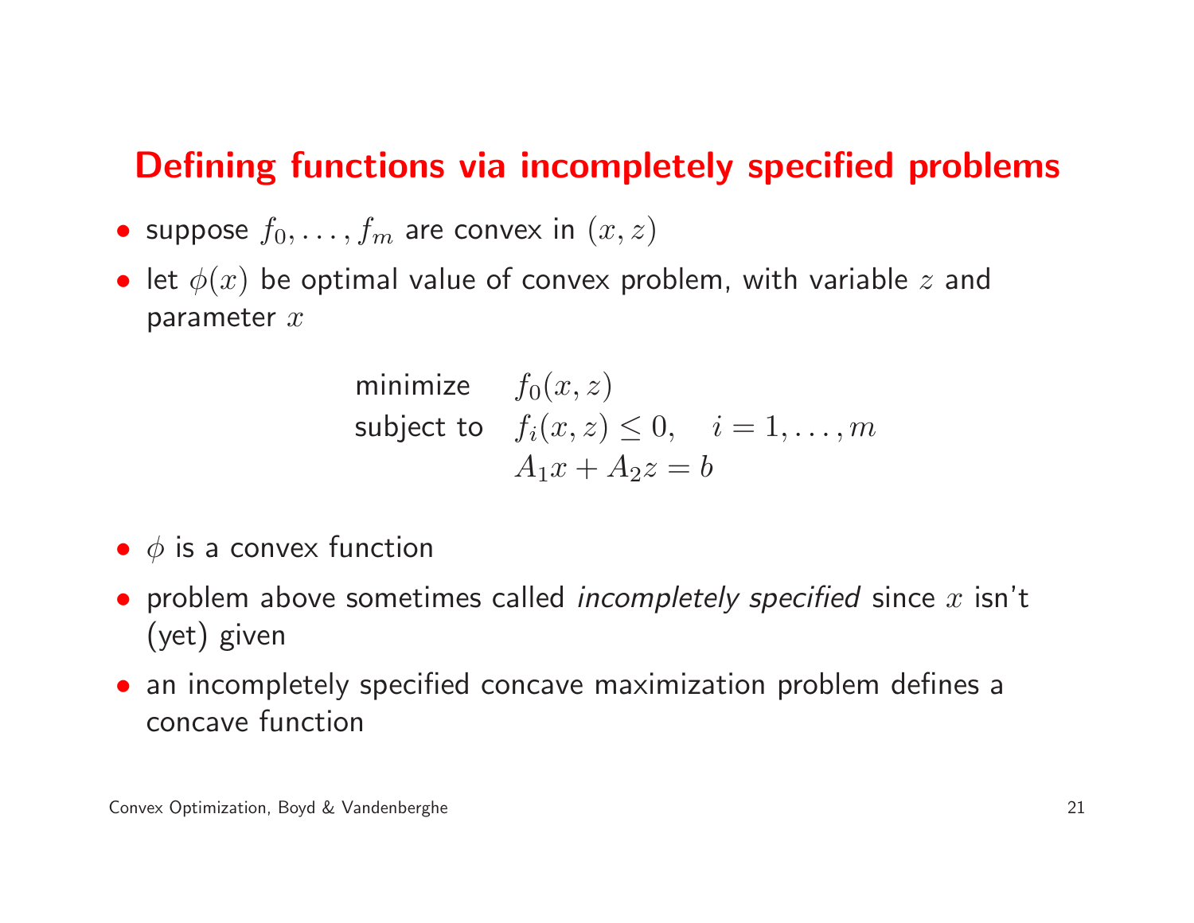# Defining functions via incompletely specified problems

- suppose $f_0, \ldots, f_m$ are convex in $(x, z)$
- let $\phi(x)$ be optimal value of convex problem, with variable $z$ and parameter $x$

$$
\begin{array}{ll}
\text{minimize} & f_0(x, z) \\
\text{subject to} & f_i(x, z) \leq 0, \quad i = 1, \ldots, m \\
& A_1 x + A_2 z = b
\end{array}
$$

- $\phi$ is a convex function
- problem above sometimes called *incompletely specified* since $x$ isn't (yet) given
- an incompletely specified concave maximization problem defines a concave function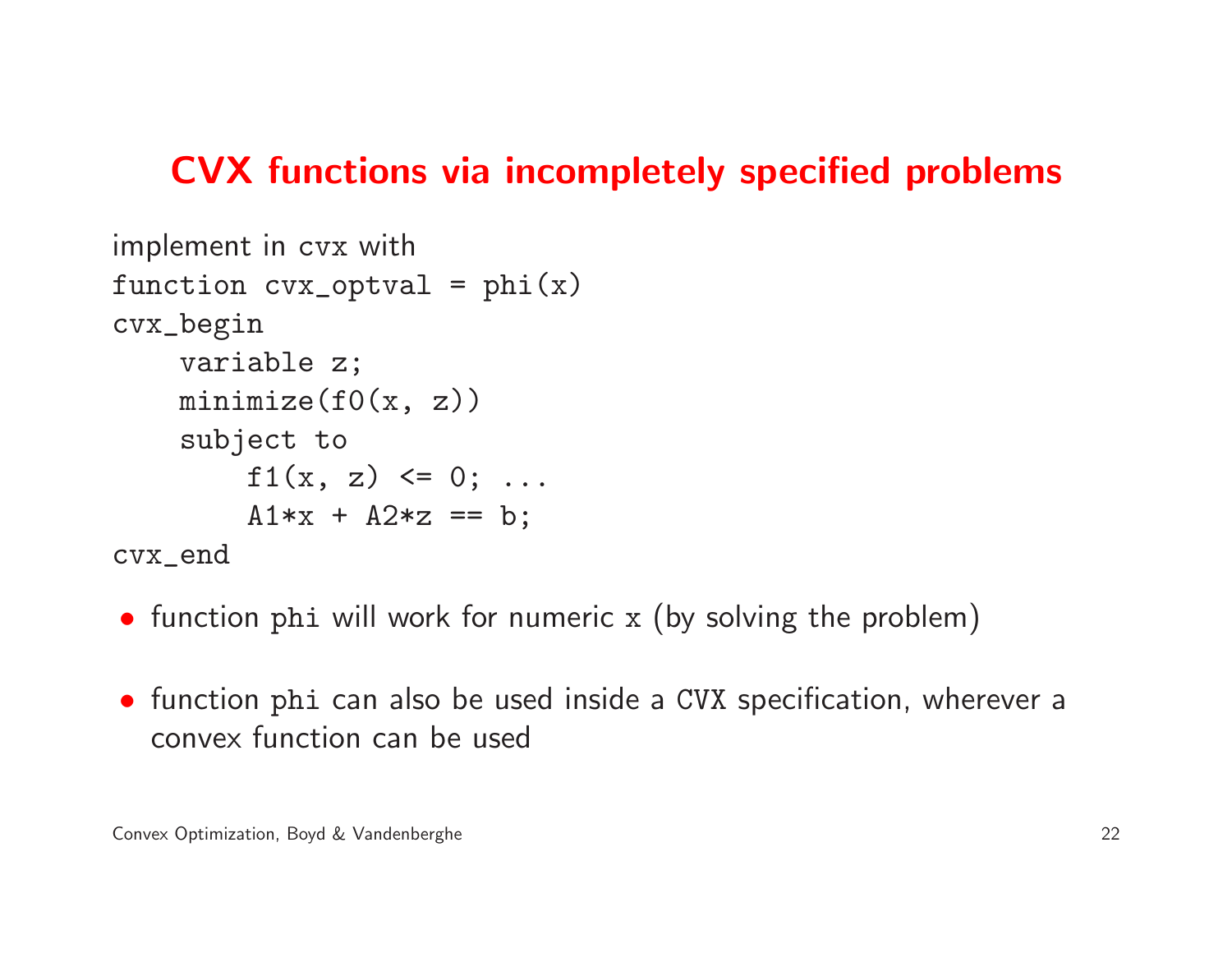## CVX functions via incompletely specified problems

implement in cvx with

```
function cvx_optval = phi(x)
cvx_begin
    variable z;
    minimize(f0(x, z))
    subject to
        f1(x, z) <= 0; ...
        A1*x + A2*z == b;
cvx_end
```

- function `phi` will work for numeric `x` (by solving the problem)
- function `phi` can also be used inside a `CVX` specification, wherever a convex function can be used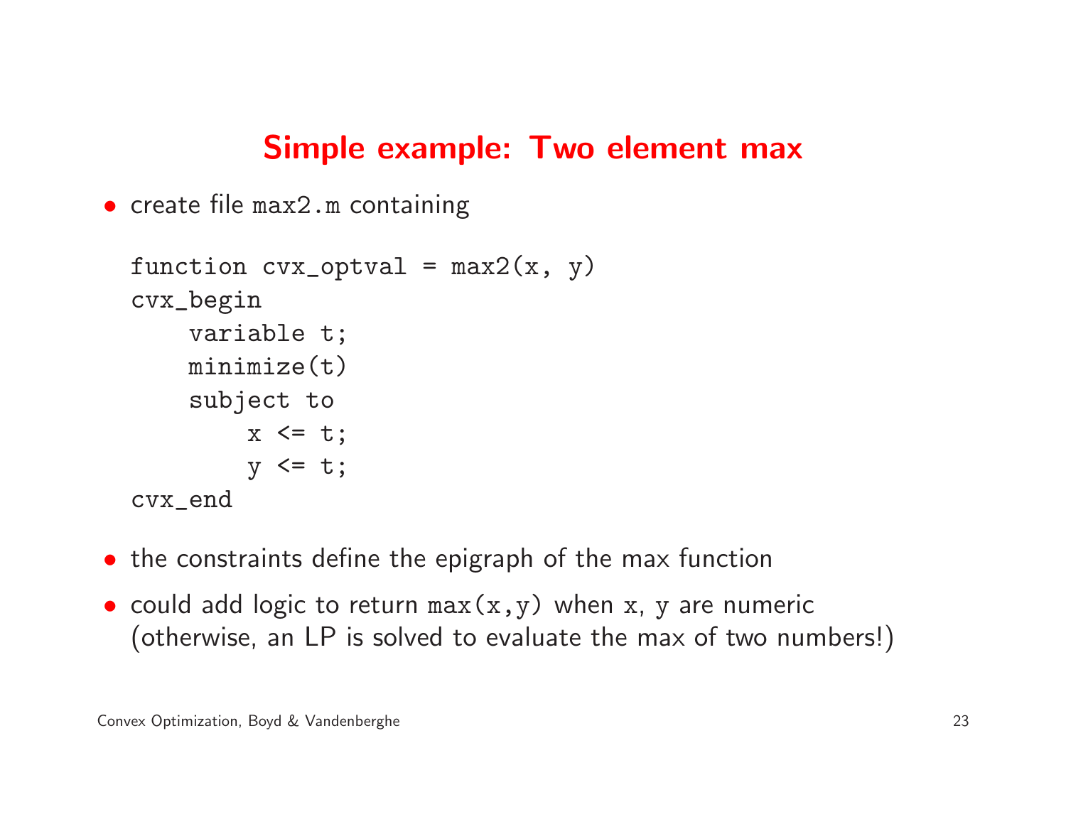# Simple example: Two element max

- create file `max2.m` containing

```
function cvx_optval = max2(x, y)
cvx_begin
    variable t;
    minimize(t)
    subject to
        x <= t;
        y <= t;
cvx_end
```

- the constraints define the epigraph of the max function
- could add logic to return `max(x,y)` when `x`, `y` are numeric (otherwise, an LP is solved to evaluate the max of two numbers!)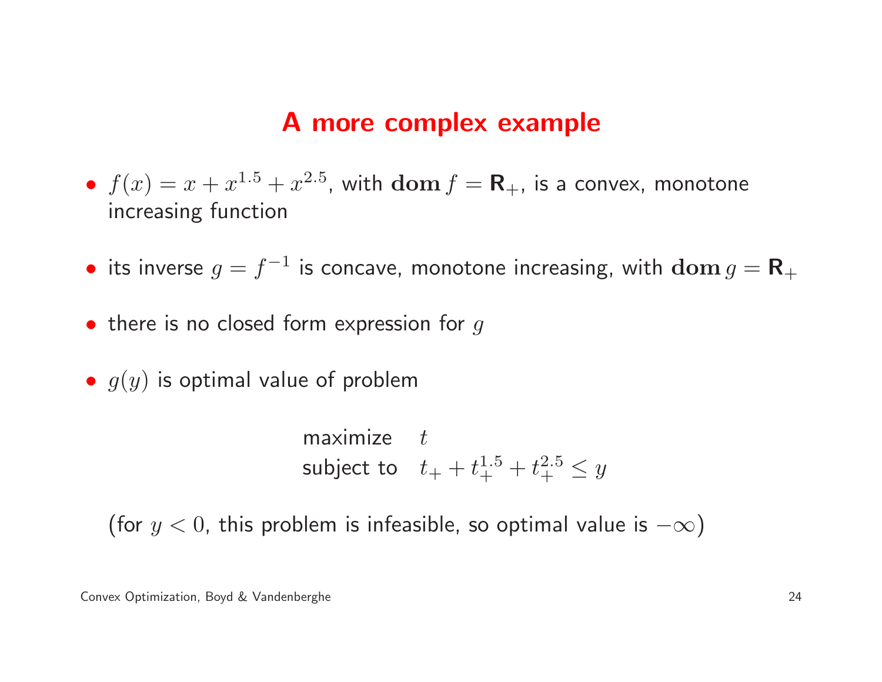# A more complex example

- $f(x) = x + x^{1.5} + x^{2.5}$, with $\mathbf{dom}\, f = \mathbf{R}_+$, is a convex, monotone increasing function

- its inverse $g = f^{-1}$ is concave, monotone increasing, with $\mathbf{dom}\, g = \mathbf{R}_+$

- there is no closed form expression for $g$

- $g(y)$ is optimal value of problem

$$\begin{array}{ll} \text{maximize} & t \\ \text{subject to} & t_+ + t_+^{1.5} + t_+^{2.5} \leq y \end{array}$$

(for $y < 0$, this problem is infeasible, so optimal value is $-\infty$)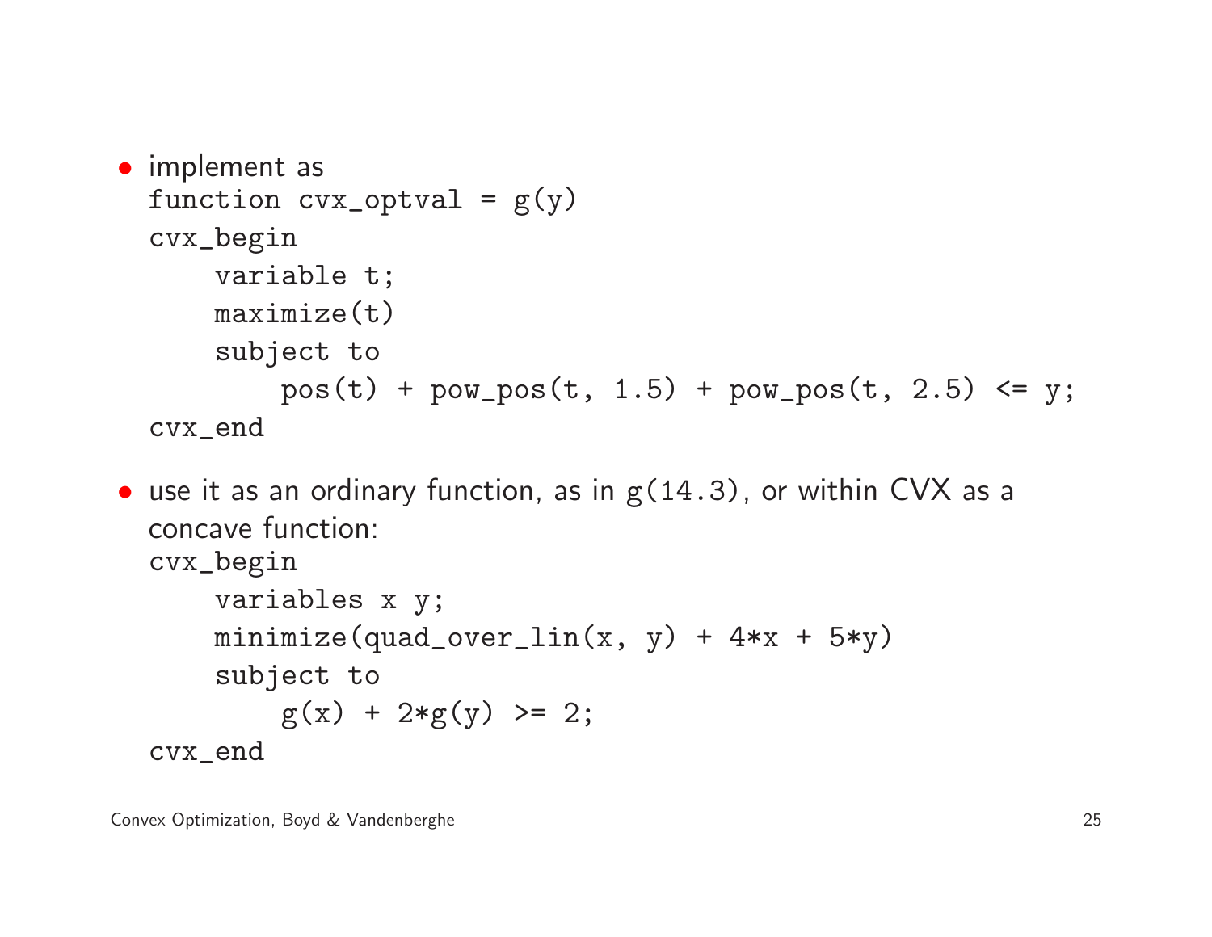- implement as

```
function cvx_optval = g(y)
cvx_begin
    variable t;
    maximize(t)
    subject to
        pos(t) + pow_pos(t, 1.5) + pow_pos(t, 2.5) <= y;
cvx_end
```

- use it as an ordinary function, as in `g(14.3)`, or within CVX as a concave function:

```
cvx_begin
    variables x y;
    minimize(quad_over_lin(x, y) + 4*x + 5*y)
    subject to
        g(x) + 2*g(y) >= 2;
cvx_end
```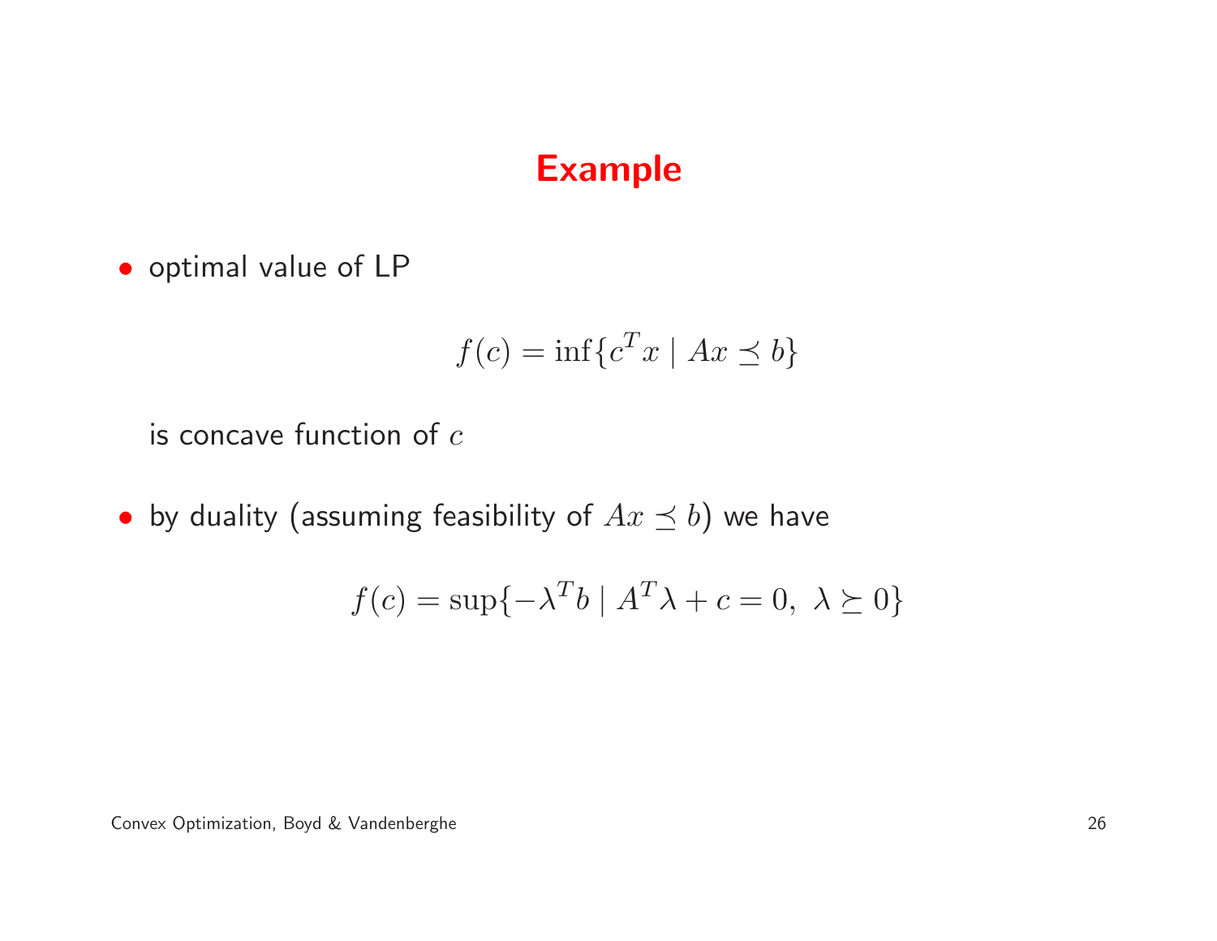# Example

- optimal value of LP

$$f(c) = \inf\{c^T x \mid Ax \preceq b\}$$

  is concave function of $c$

- by duality (assuming feasibility of $Ax \preceq b$) we have

$$f(c) = \sup\{-\lambda^T b \mid A^T \lambda + c = 0,\ \lambda \succeq 0\}$$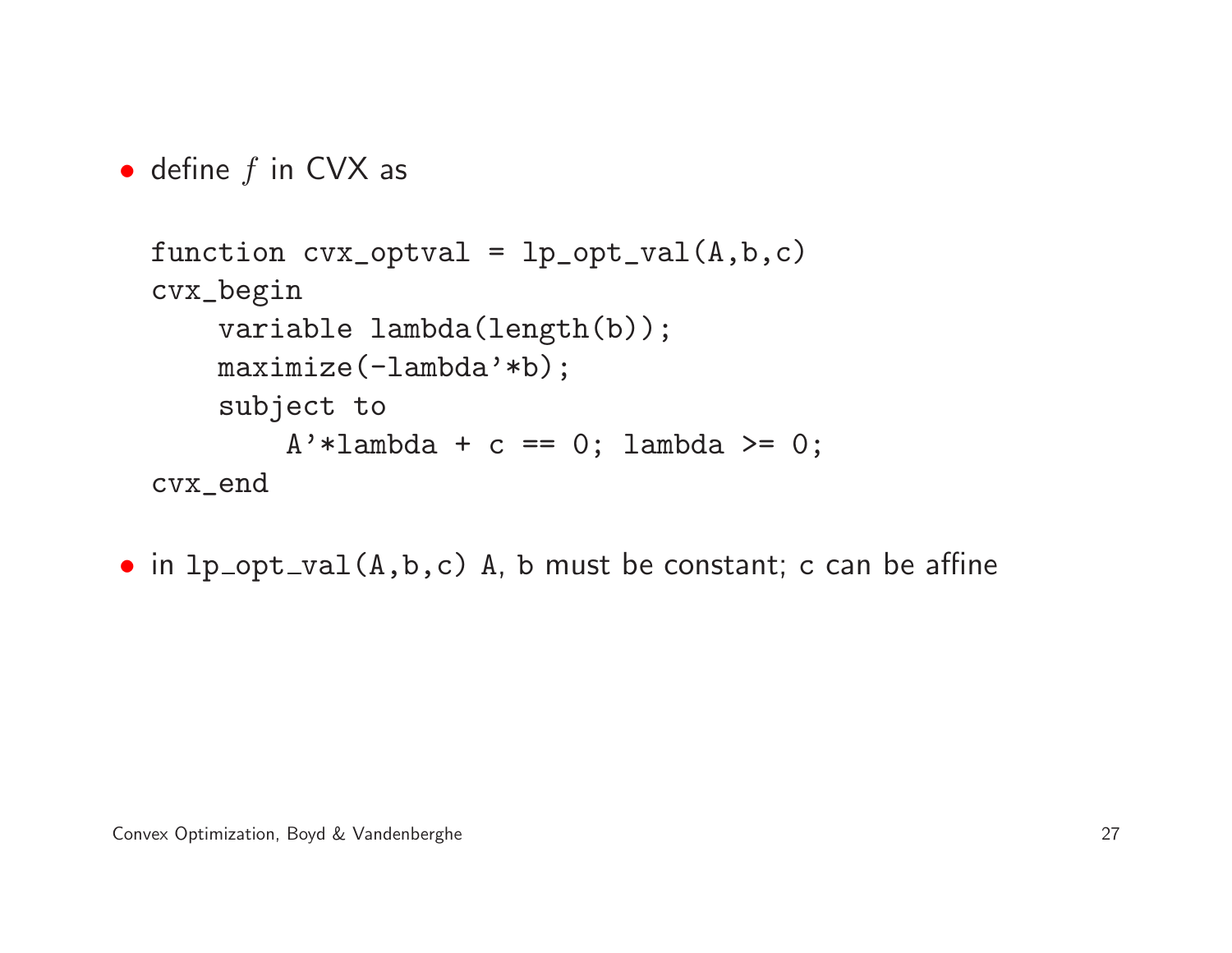- define $f$ in CVX as

```
function cvx_optval = lp_opt_val(A,b,c)
cvx_begin
    variable lambda(length(b));
    maximize(-lambda'*b);
    subject to
        A'*lambda + c == 0; lambda >= 0;
cvx_end
```

- in `lp_opt_val(A,b,c)` `A`, `b` must be constant; `c` can be affine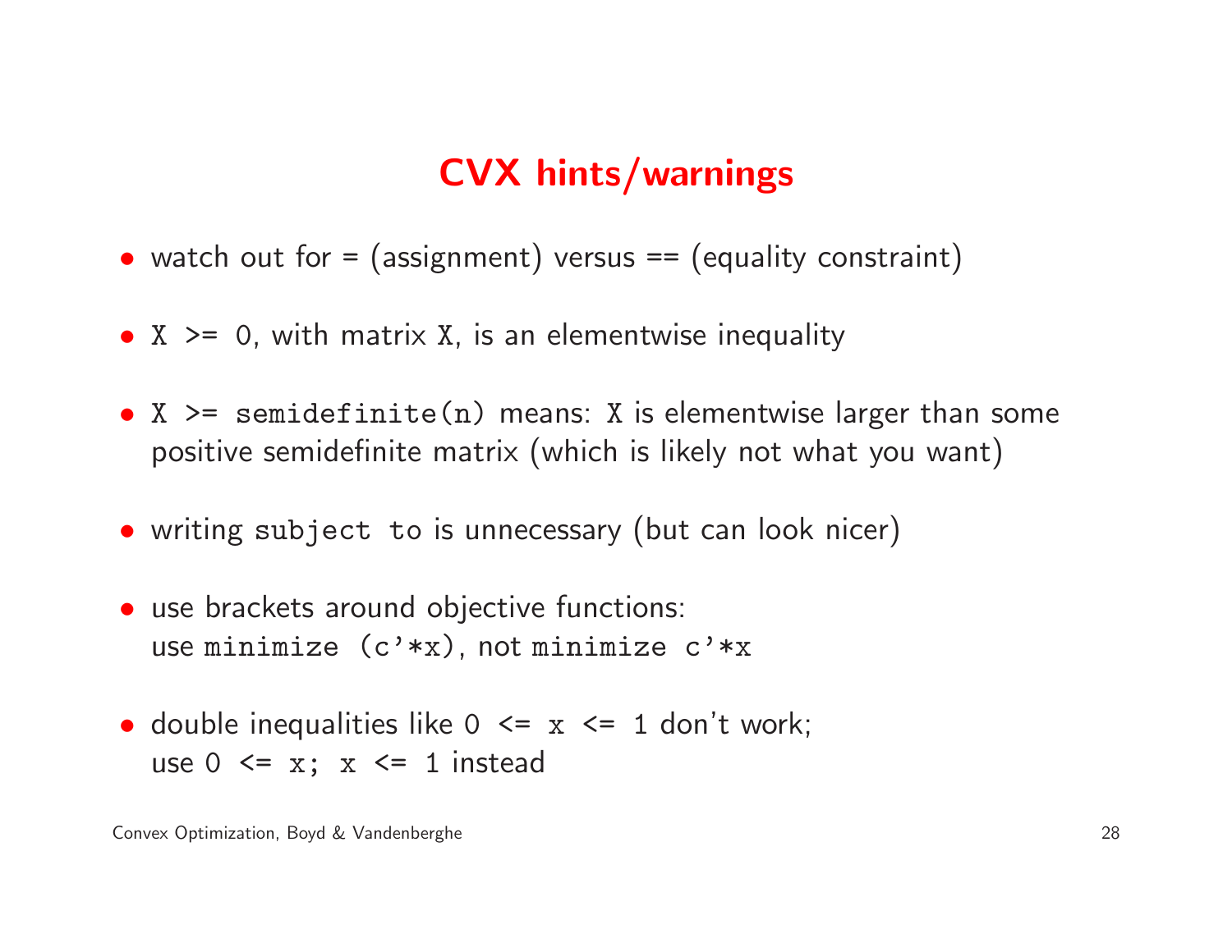# CVX hints/warnings

- watch out for = (assignment) versus == (equality constraint)
- `X >= 0`, with matrix `X`, is an elementwise inequality
- `X >= semidefinite(n)` means: `X` is elementwise larger than some positive semidefinite matrix (which is likely not what you want)
- writing `subject to` is unnecessary (but can look nicer)
- use brackets around objective functions:
  use `minimize (c'*x)`, not `minimize c'*x`
- double inequalities like `0 <= x <= 1` don't work;
  use `0 <= x; x <= 1` instead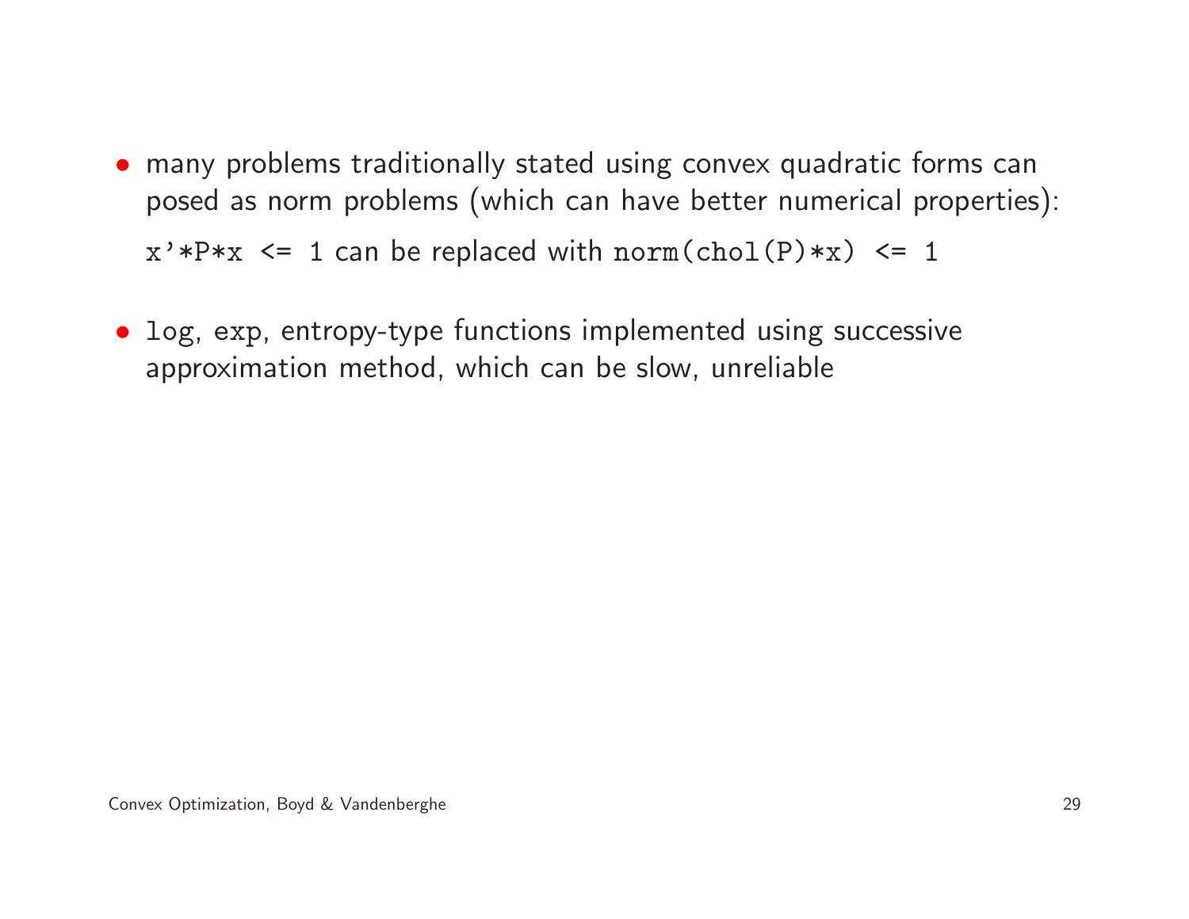- many problems traditionally stated using convex quadratic forms can posed as norm problems (which can have better numerical properties):

  `x'*P*x <= 1` can be replaced with `norm(chol(P)*x) <= 1`

- `log`, `exp`, entropy-type functions implemented using successive approximation method, which can be slow, unreliable